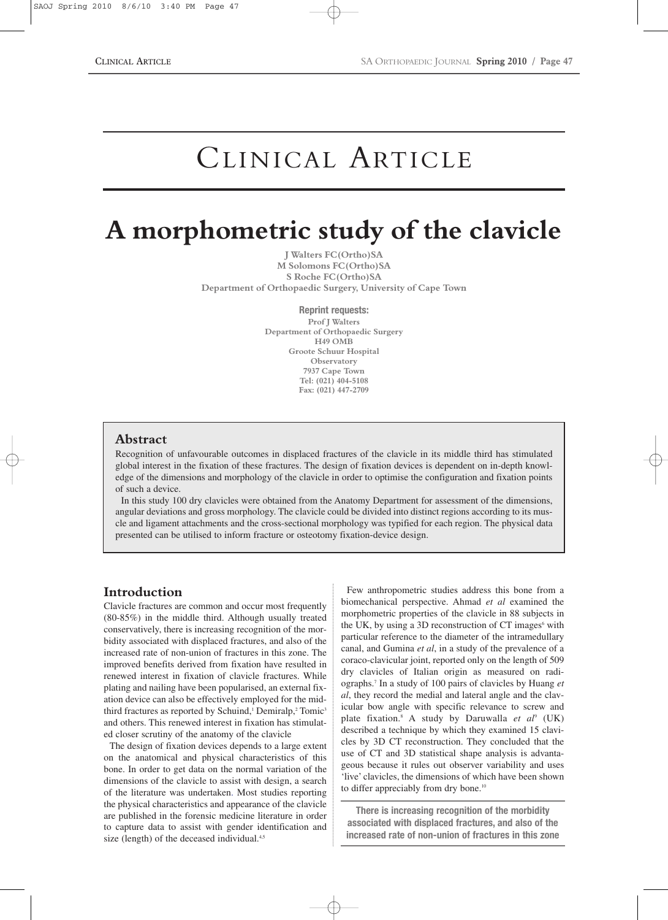# Clinical Article

# A morphometric study of the clavicle

**J Walters FC(Ortho)SA**
**M Solomons FC(Ortho)SA**
**S Roche FC(Ortho)SA**
**Department of Orthopaedic Surgery, University of Cape Town**

**Reprint requests:**
**Prof J Walters**
**Department of Orthopaedic Surgery**
**H49 OMB**
**Groote Schuur Hospital**
**Observatory**
**7937 Cape Town**
**Tel: (021) 404-5108**
**Fax: (021) 447-2709**

## Abstract

Recognition of unfavourable outcomes in displaced fractures of the clavicle in its middle third has stimulated global interest in the fixation of these fractures. The design of fixation devices is dependent on in-depth knowledge of the dimensions and morphology of the clavicle in order to optimise the configuration and fixation points of such a device.

In this study 100 dry clavicles were obtained from the Anatomy Department for assessment of the dimensions, angular deviations and gross morphology. The clavicle could be divided into distinct regions according to its muscle and ligament attachments and the cross-sectional morphology was typified for each region. The physical data presented can be utilised to inform fracture or osteotomy fixation-device design.

## Introduction

Clavicle fractures are common and occur most frequently (80-85%) in the middle third. Although usually treated conservatively, there is increasing recognition of the morbidity associated with displaced fractures, and also of the increased rate of non-union of fractures in this zone. The improved benefits derived from fixation have resulted in renewed interest in fixation of clavicle fractures. While plating and nailing have been popularised, an external fixation device can also be effectively employed for the mid-third fractures as reported by Schuind,[1] Demiralp,[2] Tomic[3] and others. This renewed interest in fixation has stimulated closer scrutiny of the anatomy of the clavicle

The design of fixation devices depends to a large extent on the anatomical and physical characteristics of this bone. In order to get data on the normal variation of the dimensions of the clavicle to assist with design, a search of the literature was undertaken. Most studies reporting the physical characteristics and appearance of the clavicle are published in the forensic medicine literature in order to capture data to assist with gender identification and size (length) of the deceased individual.[4,5]

Few anthropometric studies address this bone from a biomechanical perspective. Ahmad *et al* examined the morphometric properties of the clavicle in 88 subjects in the UK, by using a 3D reconstruction of CT images[6] with particular reference to the diameter of the intramedullary canal, and Gumina *et al*, in a study of the prevalence of a coraco-clavicular joint, reported only on the length of 509 dry clavicles of Italian origin as measured on radiographs.[7] In a study of 100 pairs of clavicles by Huang *et al*, they record the medial and lateral angle and the clavicular bow angle with specific relevance to screw and plate fixation.[8] A study by Daruwalla *et al*[9] (UK) described a technique by which they examined 15 clavicles by 3D CT reconstruction. They concluded that the use of CT and 3D statistical shape analysis is advantageous because it rules out observer variability and uses 'live' clavicles, the dimensions of which have been shown to differ appreciably from dry bone.[10]

**There is increasing recognition of the morbidity associated with displaced fractures, and also of the increased rate of non-union of fractures in this zone**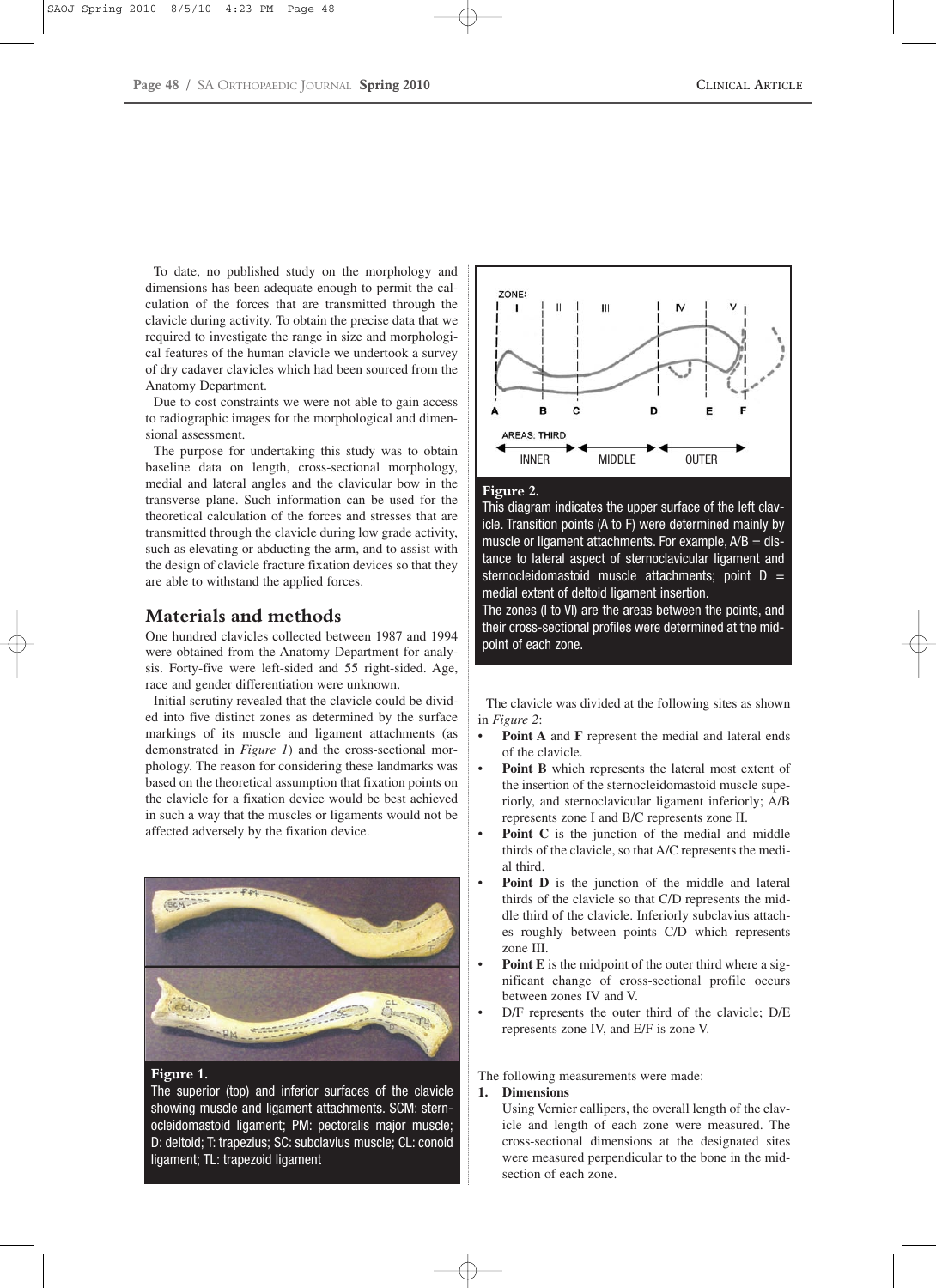To date, no published study on the morphology and dimensions has been adequate enough to permit the calculation of the forces that are transmitted through the clavicle during activity. To obtain the precise data that we required to investigate the range in size and morphological features of the human clavicle we undertook a survey of dry cadaver clavicles which had been sourced from the Anatomy Department.

Due to cost constraints we were not able to gain access to radiographic images for the morphological and dimensional assessment.

The purpose for undertaking this study was to obtain baseline data on length, cross-sectional morphology, medial and lateral angles and the clavicular bow in the transverse plane. Such information can be used for the theoretical calculation of the forces and stresses that are transmitted through the clavicle during low grade activity, such as elevating or abducting the arm, and to assist with the design of clavicle fracture fixation devices so that they are able to withstand the applied forces.

## Materials and methods

One hundred clavicles collected between 1987 and 1994 were obtained from the Anatomy Department for analysis. Forty-five were left-sided and 55 right-sided. Age, race and gender differentiation were unknown.

Initial scrutiny revealed that the clavicle could be divided into five distinct zones as determined by the surface markings of its muscle and ligament attachments (as demonstrated in *Figure 1*) and the cross-sectional morphology. The reason for considering these landmarks was based on the theoretical assumption that fixation points on the clavicle for a fixation device would be best achieved in such a way that the muscles or ligaments would not be affected adversely by the fixation device.

**Figure 1.** The superior (top) and inferior surfaces of the clavicle showing muscle and ligament attachments. SCM: sternocleidomastoid ligament; PM: pectoralis major muscle; D: deltoid; T: trapezius; SC: subclavius muscle; CL: conoid ligament; TL: trapezoid ligament

**Figure 2.** This diagram indicates the upper surface of the left clavicle. Transition points (A to F) were determined mainly by muscle or ligament attachments. For example, A/B = distance to lateral aspect of sternoclavicular ligament and sternocleidomastoid muscle attachments; point D = medial extent of deltoid ligament insertion.
The zones (I to VI) are the areas between the points, and their cross-sectional profiles were determined at the midpoint of each zone.

The clavicle was divided at the following sites as shown in *Figure 2*:

- **Point A** and **F** represent the medial and lateral ends of the clavicle.
- **Point B** which represents the lateral most extent of the insertion of the sternocleidomastoid muscle superiorly, and sternoclavicular ligament inferiorly; A/B represents zone I and B/C represents zone II.
- **Point C** is the junction of the medial and middle thirds of the clavicle, so that A/C represents the medial third.
- **Point D** is the junction of the middle and lateral thirds of the clavicle so that C/D represents the middle third of the clavicle. Inferiorly subclavius attaches roughly between points C/D which represents zone III.
- **Point E** is the midpoint of the outer third where a significant change of cross-sectional profile occurs between zones IV and V.
- D/F represents the outer third of the clavicle; D/E represents zone IV, and E/F is zone V.

The following measurements were made:

1. **Dimensions**

   Using Vernier callipers, the overall length of the clavicle and length of each zone were measured. The cross-sectional dimensions at the designated sites were measured perpendicular to the bone in the midsection of each zone.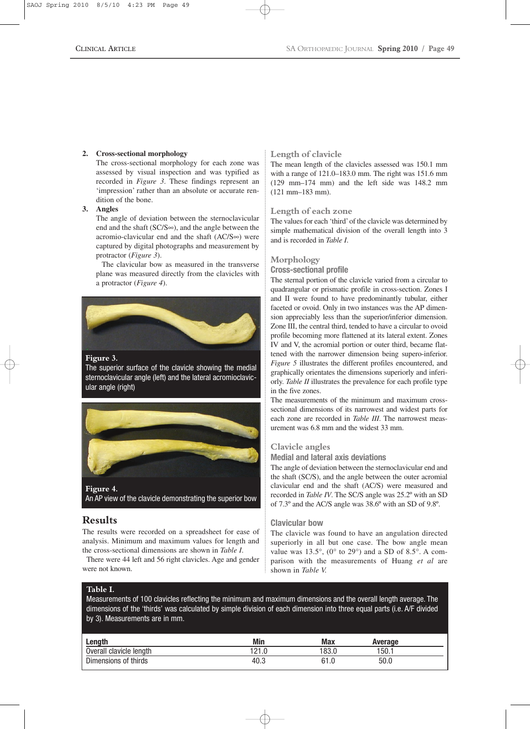2. **Cross-sectional morphology**
   The cross-sectional morphology for each zone was assessed by visual inspection and was typified as recorded in *Figure 3*. These findings represent an 'impression' rather than an absolute or accurate rendition of the bone.
3. **Angles**
   The angle of deviation between the sternoclavicular end and the shaft (SC/S∞), and the angle between the acromio-clavicular end and the shaft (AC/S∞) were captured by digital photographs and measurement by protractor (*Figure 3*).

   The clavicular bow as measured in the transverse plane was measured directly from the clavicles with a protractor (*Figure 4*).

**Figure 3.**
The superior surface of the clavicle showing the medial sternoclavicular angle (left) and the lateral acromioclavicular angle (right)

**Figure 4.**
An AP view of the clavicle demonstrating the superior bow

## Results

The results were recorded on a spreadsheet for ease of analysis. Minimum and maximum values for length and the cross-sectional dimensions are shown in *Table I*.

There were 44 left and 56 right clavicles. Age and gender were not known.

### Length of clavicle

The mean length of the clavicles assessed was 150.1 mm with a range of 121.0–183.0 mm. The right was 151.6 mm (129 mm–174 mm) and the left side was 148.2 mm (121 mm–183 mm).

### Length of each zone

The values for each 'third' of the clavicle was determined by simple mathematical division of the overall length into 3 and is recorded in *Table I*.

### Morphology

#### Cross-sectional profile

The sternal portion of the clavicle varied from a circular to quadrangular or prismatic profile in cross-section. Zones I and II were found to have predominantly tubular, either faceted or ovoid. Only in two instances was the AP dimension appreciably less than the superior/inferior dimension. Zone III, the central third, tended to have a circular to ovoid profile becoming more flattened at its lateral extent. Zones IV and V, the acromial portion or outer third, became flattened with the narrower dimension being supero-inferior. *Figure 5* illustrates the different profiles encountered, and graphically orientates the dimensions superiorly and inferiorly. *Table II* illustrates the prevalence for each profile type in the five zones.

The measurements of the minimum and maximum cross-sectional dimensions of its narrowest and widest parts for each zone are recorded in *Table III*. The narrowest measurement was 6.8 mm and the widest 33 mm.

### Clavicle angles

#### Medial and lateral axis deviations

The angle of deviation between the sternoclavicular end and the shaft (SC/S), and the angle between the outer acromial clavicular end and the shaft (AC/S) were measured and recorded in *Table IV*. The SC/S angle was 25.2º with an SD of 7.3º and the AC/S angle was 38.6º with an SD of 9.8º.

#### Clavicular bow

The clavicle was found to have an angulation directed superiorly in all but one case. The bow angle mean value was 13.5°, (0° to 29°) and a SD of 8.5°. A comparison with the measurements of Huang *et al* are shown in *Table V.*

**Table I.**
Measurements of 100 clavicles reflecting the minimum and maximum dimensions and the overall length average. The dimensions of the 'thirds' was calculated by simple division of each dimension into three equal parts (i.e. A/F divided by 3). Measurements are in mm.

| Length | Min | Max | Average |
|---|---|---|---|
| Overall clavicle length | 121.0 | 183.0 | 150.1 |
| Dimensions of thirds | 40.3 | 61.0 | 50.0 |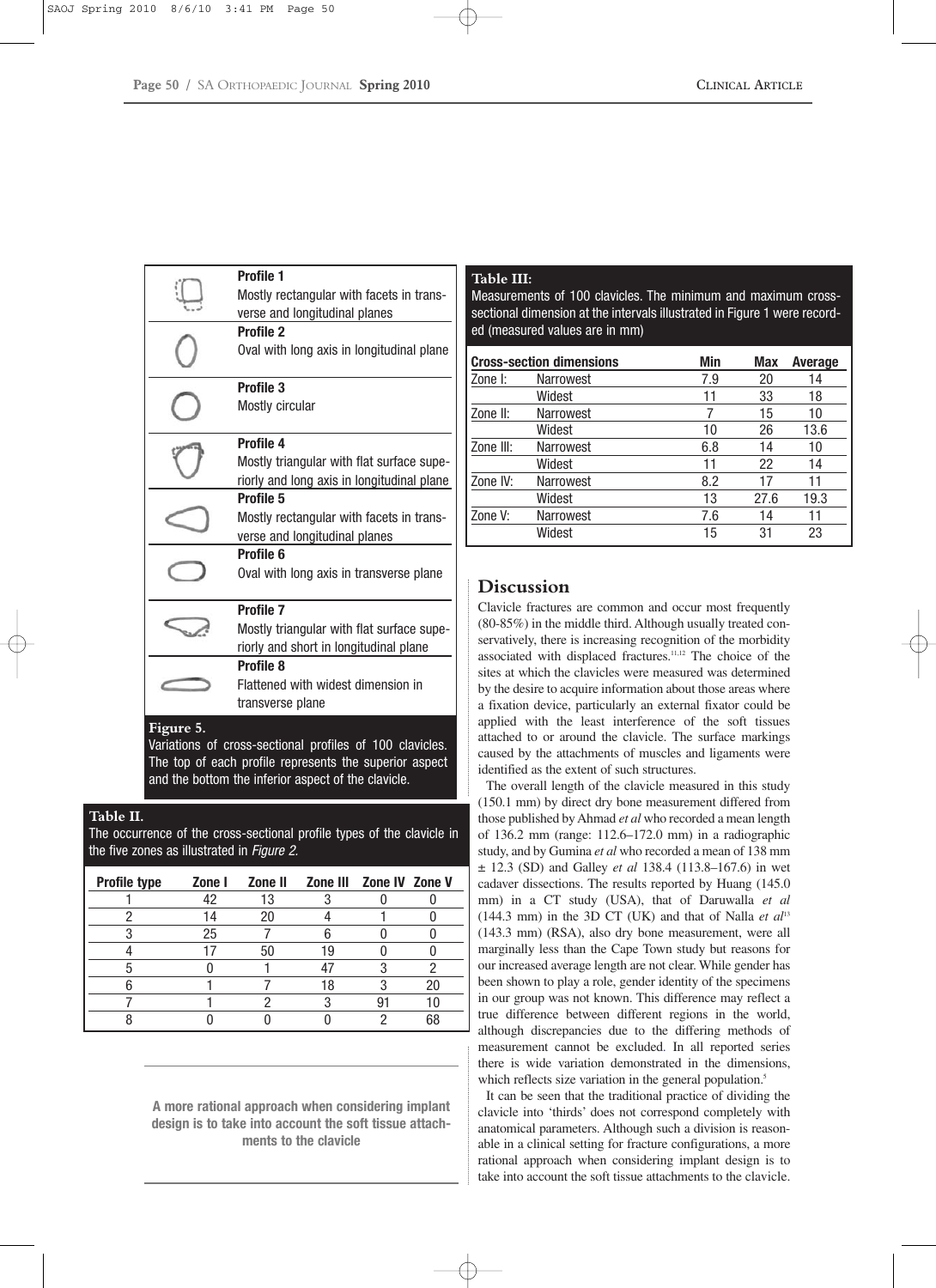| | |
|---|---|
| | **Profile 1** Mostly rectangular with facets in transverse and longitudinal planes |
| | **Profile 2** Oval with long axis in longitudinal plane |
| | **Profile 3** Mostly circular |
| | **Profile 4** Mostly triangular with flat surface superiorly and long axis in longitudinal plane |
| | **Profile 5** Mostly rectangular with facets in transverse and longitudinal planes |
| | **Profile 6** Oval with long axis in transverse plane |
| | **Profile 7** Mostly triangular with flat surface superiorly and short in longitudinal plane |
| | **Profile 8** Flattened with widest dimension in transverse plane |

**Figure 5.**
Variations of cross-sectional profiles of 100 clavicles. The top of each profile represents the superior aspect and the bottom the inferior aspect of the clavicle.

**Table II.**
The occurrence of the cross-sectional profile types of the clavicle in the five zones as illustrated in *Figure 2.*

| Profile type | Zone I | Zone II | Zone III | Zone IV | Zone V |
|---|---|---|---|---|---|
| 1 | 42 | 13 | 3 | 0 | 0 |
| 2 | 14 | 20 | 4 | 1 | 0 |
| 3 | 25 | 7 | 6 | 0 | 0 |
| 4 | 17 | 50 | 19 | 0 | 0 |
| 5 | 0 | 1 | 47 | 3 | 2 |
| 6 | 1 | 7 | 18 | 3 | 20 |
| 7 | 1 | 2 | 3 | 91 | 10 |
| 8 | 0 | 0 | 0 | 2 | 68 |

**Table III:**
Measurements of 100 clavicles. The minimum and maximum cross-sectional dimension at the intervals illustrated in Figure 1 were recorded (measured values are in mm)

| Cross-section dimensions | | Min | Max | Average |
|---|---|---|---|---|
| Zone I: | Narrowest | 7.9 | 20 | 14 |
| | Widest | 11 | 33 | 18 |
| Zone II: | Narrowest | 7 | 15 | 10 |
| | Widest | 10 | 26 | 13.6 |
| Zone III: | Narrowest | 6.8 | 14 | 10 |
| | Widest | 11 | 22 | 14 |
| Zone IV: | Narrowest | 8.2 | 17 | 11 |
| | Widest | 13 | 27.6 | 19.3 |
| Zone V: | Narrowest | 7.6 | 14 | 11 |
| | Widest | 15 | 31 | 23 |

## Discussion

Clavicle fractures are common and occur most frequently (80-85%) in the middle third. Although usually treated conservatively, there is increasing recognition of the morbidity associated with displaced fractures.[11,12] The choice of the sites at which the clavicles were measured was determined by the desire to acquire information about those areas where a fixation device, particularly an external fixator could be applied with the least interference of the soft tissues attached to or around the clavicle. The surface markings caused by the attachments of muscles and ligaments were identified as the extent of such structures.

The overall length of the clavicle measured in this study (150.1 mm) by direct dry bone measurement differed from those published by Ahmad *et al* who recorded a mean length of 136.2 mm (range: 112.6–172.0 mm) in a radiographic study, and by Gumina *et al* who recorded a mean of 138 mm ± 12.3 (SD) and Galley *et al* 138.4 (113.8–167.6) in wet cadaver dissections. The results reported by Huang (145.0 mm) in a CT study (USA), that of Daruwalla *et al* (144.3 mm) in the 3D CT (UK) and that of Nalla *et al*[13] (143.3 mm) (RSA), also dry bone measurement, were all marginally less than the Cape Town study but reasons for our increased average length are not clear. While gender has been shown to play a role, gender identity of the specimens in our group was not known. This difference may reflect a true difference between different regions in the world, although discrepancies due to the differing methods of measurement cannot be excluded. In all reported series there is wide variation demonstrated in the dimensions, which reflects size variation in the general population.[5]

It can be seen that the traditional practice of dividing the clavicle into 'thirds' does not correspond completely with anatomical parameters. Although such a division is reasonable in a clinical setting for fracture configurations, a more rational approach when considering implant design is to take into account the soft tissue attachments to the clavicle.

**A more rational approach when considering implant design is to take into account the soft tissue attachments to the clavicle**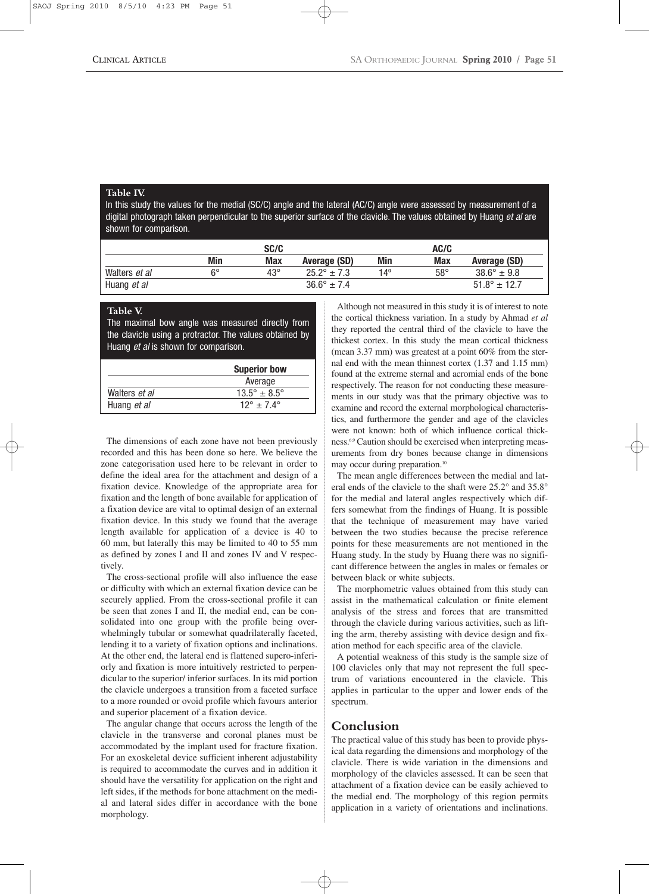**Table IV.**
In this study the values for the medial (SC/C) angle and the lateral (AC/C) angle were assessed by measurement of a digital photograph taken perpendicular to the superior surface of the clavicle. The values obtained by Huang *et al* are shown for comparison.

| | SC/C | | | AC/C | | |
|---|---|---|---|---|---|---|
| | Min | Max | Average (SD) | Min | Max | Average (SD) |
| Walters *et al* | 6° | 43° | 25.2° ± 7.3 | 14° | 58° | 38.6° ± 9.8 |
| Huang *et al* | | | 36.6° ± 7.4 | | | 51.8° ± 12.7 |

**Table V.**
The maximal bow angle was measured directly from the clavicle using a protractor. The values obtained by Huang *et al* is shown for comparison.

| | Superior bow |
|---|---|
| | Average |
| Walters *et al* | 13.5° ± 8.5° |
| Huang *et al* | 12° ± 7.4° |

The dimensions of each zone have not been previously recorded and this has been done so here. We believe the zone categorisation used here to be relevant in order to define the ideal area for the attachment and design of a fixation device. Knowledge of the appropriate area for fixation and the length of bone available for application of a fixation device are vital to optimal design of an external fixation device. In this study we found that the average length available for application of a device is 40 to 60 mm, but laterally this may be limited to 40 to 55 mm as defined by zones I and II and zones IV and V respectively.

The cross-sectional profile will also influence the ease or difficulty with which an external fixation device can be securely applied. From the cross-sectional profile it can be seen that zones I and II, the medial end, can be consolidated into one group with the profile being overwhelmingly tubular or somewhat quadrilaterally faceted, lending it to a variety of fixation options and inclinations. At the other end, the lateral end is flattened supero-inferiorly and fixation is more intuitively restricted to perpendicular to the superior/ inferior surfaces. In its mid portion the clavicle undergoes a transition from a faceted surface to a more rounded or ovoid profile which favours anterior and superior placement of a fixation device.

The angular change that occurs across the length of the clavicle in the transverse and coronal planes must be accommodated by the implant used for fracture fixation. For an exoskeletal device sufficient inherent adjustability is required to accommodate the curves and in addition it should have the versatility for application on the right and left sides, if the methods for bone attachment on the medial and lateral sides differ in accordance with the bone morphology.

Although not measured in this study it is of interest to note the cortical thickness variation. In a study by Ahmad *et al* they reported the central third of the clavicle to have the thickest cortex. In this study the mean cortical thickness (mean 3.37 mm) was greatest at a point 60% from the sternal end with the mean thinnest cortex (1.37 and 1.15 mm) found at the extreme sternal and acromial ends of the bone respectively. The reason for not conducting these measurements in our study was that the primary objective was to examine and record the external morphological characteristics, and furthermore the gender and age of the clavicles were not known: both of which influence cortical thickness.[6,9] Caution should be exercised when interpreting measurements from dry bones because change in dimensions may occur during preparation.[10]

The mean angle differences between the medial and lateral ends of the clavicle to the shaft were 25.2° and 35.8° for the medial and lateral angles respectively which differs somewhat from the findings of Huang. It is possible that the technique of measurement may have varied between the two studies because the precise reference points for these measurements are not mentioned in the Huang study. In the study by Huang there was no significant difference between the angles in males or females or between black or white subjects.

The morphometric values obtained from this study can assist in the mathematical calculation or finite element analysis of the stress and forces that are transmitted through the clavicle during various activities, such as lifting the arm, thereby assisting with device design and fixation method for each specific area of the clavicle.

A potential weakness of this study is the sample size of 100 clavicles only that may not represent the full spectrum of variations encountered in the clavicle. This applies in particular to the upper and lower ends of the spectrum.

## Conclusion

The practical value of this study has been to provide physical data regarding the dimensions and morphology of the clavicle. There is wide variation in the dimensions and morphology of the clavicles assessed. It can be seen that attachment of a fixation device can be easily achieved to the medial end. The morphology of this region permits application in a variety of orientations and inclinations.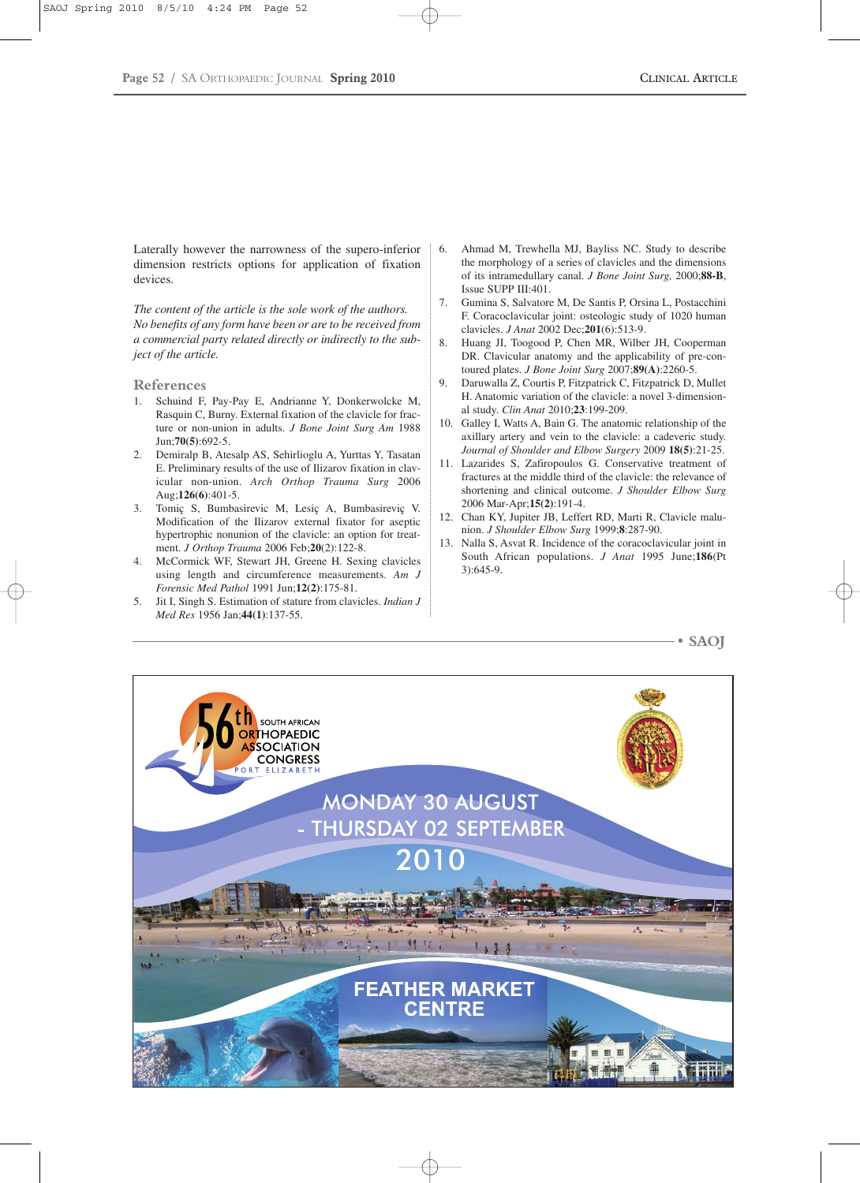Laterally however the narrowness of the supero-inferior dimension restricts options for application of fixation devices.

*The content of the article is the sole work of the authors. No benefits of any form have been or are to be received from a commercial party related directly or indirectly to the subject of the article.*

## References

1. Schuind F, Pay-Pay E, Andrianne Y, Donkerwolcke M, Rasquin C, Burny. External fixation of the clavicle for fracture or non-union in adults. *J Bone Joint Surg Am* 1988 Jun;**70(5)**:692-5.
2. Demiralp B, Atesalp AS, Sehirlioglu A, Yurttas Y, Tasatan E. Preliminary results of the use of Ilizarov fixation in clavicular non-union. *Arch Orthop Trauma Surg* 2006 Aug;**126(6)**:401-5.
3. Tomiç S, Bumbasirevic M, Lesiç A, Bumbasireviç V. Modification of the Ilizarov external fixator for aseptic hypertrophic nonunion of the clavicle: an option for treatment. *J Orthop Trauma* 2006 Feb;**20**(2):122-8.
4. McCormick WF, Stewart JH, Greene H. Sexing clavicles using length and circumference measurements. *Am J Forensic Med Pathol* 1991 Jun;**12(2)**:175-81.
5. Jit I, Singh S. Estimation of stature from clavicles. *Indian J Med Res* 1956 Jan;**44(1)**:137-55.
6. Ahmad M, Trewhella MJ, Bayliss NC. Study to describe the morphology of a series of clavicles and the dimensions of its intramedullary canal. *J Bone Joint Surg,* 2000;**88-B**, Issue SUPP III:401.
7. Gumina S, Salvatore M, De Santis P, Orsina L, Postacchini F. Coracoclavicular joint: osteologic study of 1020 human clavicles. *J Anat* 2002 Dec;**201**(6):513-9.
8. Huang JI, Toogood P, Chen MR, Wilber JH, Cooperman DR. Clavicular anatomy and the applicability of pre-contoured plates. *J Bone Joint Surg* 2007;**89(A)**:2260-5.
9. Daruwalla Z, Courtis P, Fitzpatrick C, Fitzpatrick D, Mullet H. Anatomic variation of the clavicle: a novel 3-dimensional study. *Clin Anat* 2010;**23**:199-209.
10. Galley I, Watts A, Bain G. The anatomic relationship of the axillary artery and vein to the clavicle: a cadeveric study. *Journal of Shoulder and Elbow Surgery* 2009 **18(5)**:21-25.
11. Lazarides S, Zafiropoulos G. Conservative treatment of fractures at the middle third of the clavicle: the relevance of shortening and clinical outcome. *J Shoulder Elbow Surg* 2006 Mar-Apr;**15(2)**:191-4.
12. Chan KY, Jupiter JB, Leffert RD, Marti R, Clavicle malunion. *J Shoulder Elbow Surg* 1999;**8**:287-90.
13. Nalla S, Asvat R. Incidence of the coracoclavicular joint in South African populations. *J Anat* 1995 June;**186**(Pt 3):645-9.